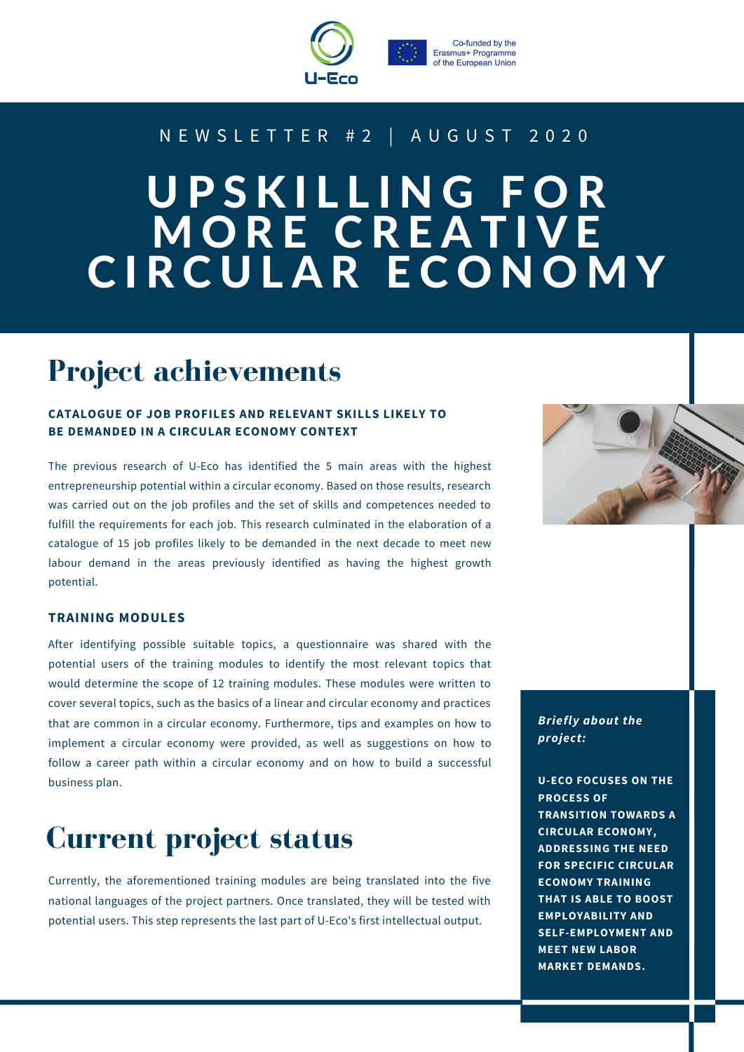U-Eco

Co-funded by the Erasmus+ Programme of the European Union

NEWSLETTER #2 | AUGUST 2020

# UPSKILLING FOR MORE CREATIVE CIRCULAR ECONOMY

## Project achievements

### CATALOGUE OF JOB PROFILES AND RELEVANT SKILLS LIKELY TO BE DEMANDED IN A CIRCULAR ECONOMY CONTEXT

The previous research of U-Eco has identified the 5 main areas with the highest entrepreneurship potential within a circular economy. Based on those results, research was carried out on the job profiles and the set of skills and competences needed to fulfill the requirements for each job. This research culminated in the elaboration of a catalogue of 15 job profiles likely to be demanded in the next decade to meet new labour demand in the areas previously identified as having the highest growth potential.

### TRAINING MODULES

After identifying possible suitable topics, a questionnaire was shared with the potential users of the training modules to identify the most relevant topics that would determine the scope of 12 training modules. These modules were written to cover several topics, such as the basics of a linear and circular economy and practices that are common in a circular economy. Furthermore, tips and examples on how to implement a circular economy were provided, as well as suggestions on how to follow a career path within a circular economy and on how to build a successful business plan.

## Current project status

Currently, the aforementioned training modules are being translated into the five national languages of the project partners. Once translated, they will be tested with potential users. This step represents the last part of U-Eco's first intellectual output.

***Briefly about the project:***

**U-ECO FOCUSES ON THE PROCESS OF TRANSITION TOWARDS A CIRCULAR ECONOMY, ADDRESSING THE NEED FOR SPECIFIC CIRCULAR ECONOMY TRAINING THAT IS ABLE TO BOOST EMPLOYABILITY AND SELF-EMPLOYMENT AND MEET NEW LABOR MARKET DEMANDS.**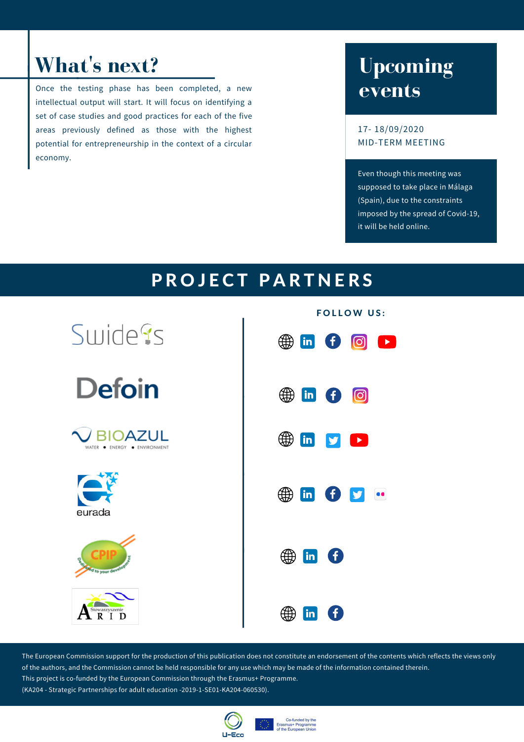## What's next?

Once the testing phase has been completed, a new intellectual output will start. It will focus on identifying a set of case studies and good practices for each of the five areas previously defined as those with the highest potential for entrepreneurship in the context of a circular economy.

## Upcoming events

17- 18/09/2020
MID-TERM MEETING

Even though this meeting was supposed to take place in Málaga (Spain), due to the constraints imposed by the spread of Covid-19, it will be held online.

## PROJECT PARTNERS

Swideas

Defoin

BIOAZUL
WATER • ENERGY • ENVIRONMENT

eurada

CPIP
Dedicated to your development

Stowarzyszenie ARID

**FOLLOW US:**

The European Commission support for the production of this publication does not constitute an endorsement of the contents which reflects the views only of the authors, and the Commission cannot be held responsible for any use which may be made of the information contained therein.
This project is co-funded by the European Commission through the Erasmus+ Programme.
(KA204 - Strategic Partnerships for adult education -2019-1-SE01-KA204-060530).

U-Eco

Co-funded by the Erasmus+ Programme of the European Union